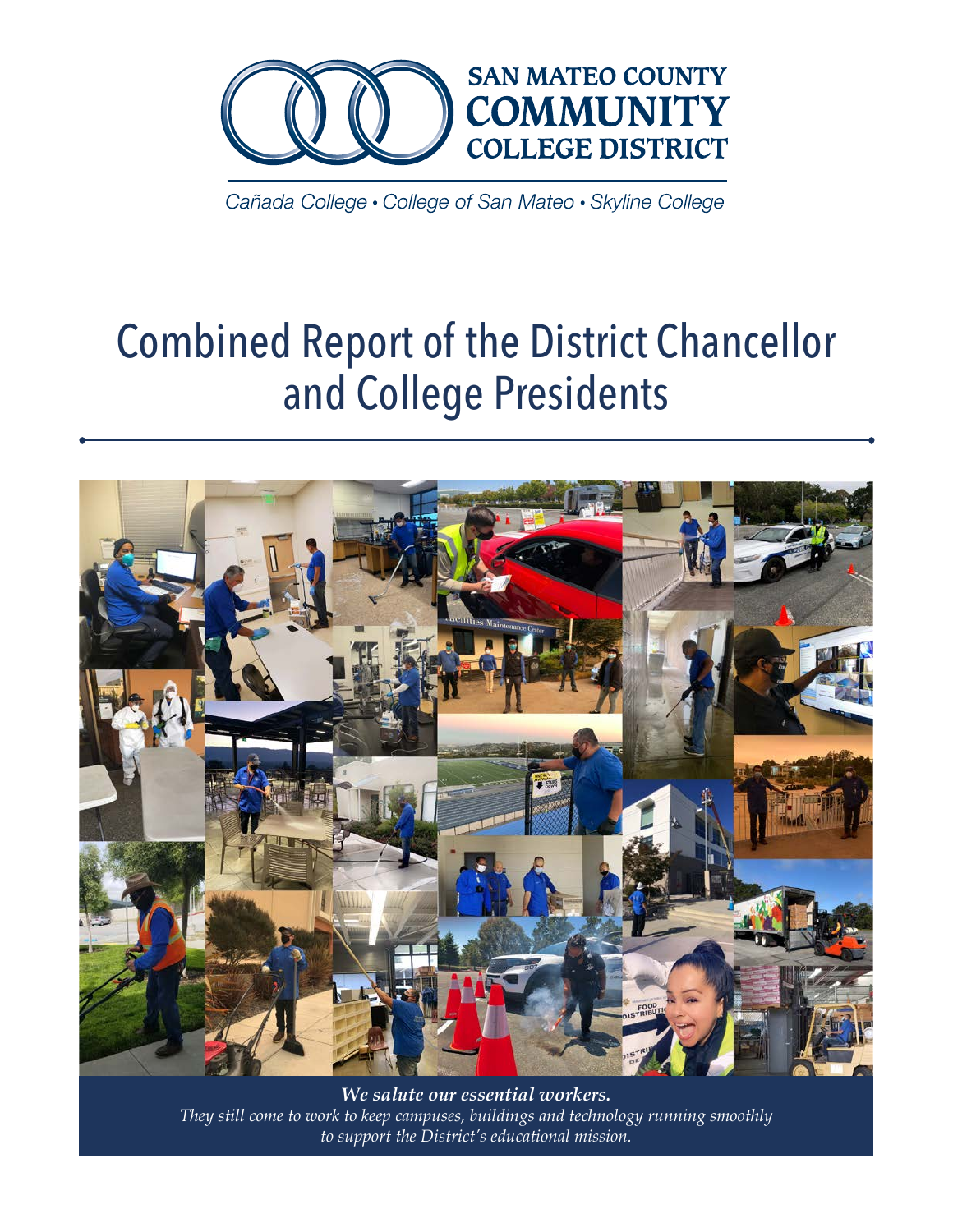SAN MATEO COUNTY
COMMUNITY
COLLEGE DISTRICT

*Cañada College • College of San Mateo • Skyline College*

# Combined Report of the District Chancellor and College Presidents

***We salute our essential workers.***
*They still come to work to keep campuses, buildings and technology running smoothly to support the District's educational mission.*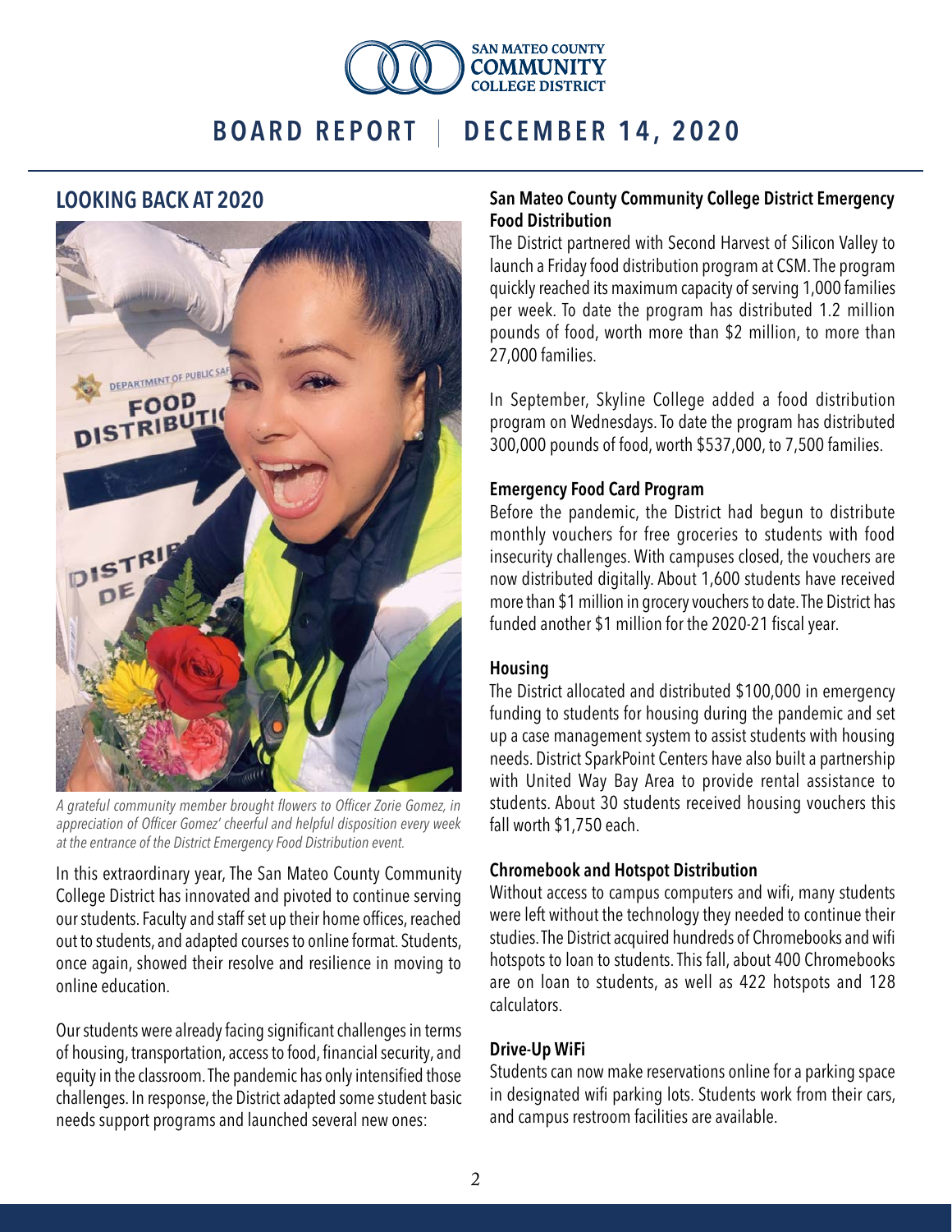# BOARD REPORT | DECEMBER 14, 2020

## LOOKING BACK AT 2020

*A grateful community member brought flowers to Officer Zorie Gomez, in appreciation of Officer Gomez' cheerful and helpful disposition every week at the entrance of the District Emergency Food Distribution event.*

In this extraordinary year, The San Mateo County Community College District has innovated and pivoted to continue serving our students. Faculty and staff set up their home offices, reached out to students, and adapted courses to online format. Students, once again, showed their resolve and resilience in moving to online education.

Our students were already facing significant challenges in terms of housing, transportation, access to food, financial security, and equity in the classroom. The pandemic has only intensified those challenges. In response, the District adapted some student basic needs support programs and launched several new ones:

### San Mateo County Community College District Emergency Food Distribution

The District partnered with Second Harvest of Silicon Valley to launch a Friday food distribution program at CSM. The program quickly reached its maximum capacity of serving 1,000 families per week. To date the program has distributed 1.2 million pounds of food, worth more than $2 million, to more than 27,000 families.

In September, Skyline College added a food distribution program on Wednesdays. To date the program has distributed 300,000 pounds of food, worth $537,000, to 7,500 families.

### Emergency Food Card Program

Before the pandemic, the District had begun to distribute monthly vouchers for free groceries to students with food insecurity challenges. With campuses closed, the vouchers are now distributed digitally. About 1,600 students have received more than $1 million in grocery vouchers to date. The District has funded another $1 million for the 2020-21 fiscal year.

### Housing

The District allocated and distributed $100,000 in emergency funding to students for housing during the pandemic and set up a case management system to assist students with housing needs. District SparkPoint Centers have also built a partnership with United Way Bay Area to provide rental assistance to students. About 30 students received housing vouchers this fall worth $1,750 each.

### Chromebook and Hotspot Distribution

Without access to campus computers and wifi, many students were left without the technology they needed to continue their studies. The District acquired hundreds of Chromebooks and wifi hotspots to loan to students. This fall, about 400 Chromebooks are on loan to students, as well as 422 hotspots and 128 calculators.

### Drive-Up WiFi

Students can now make reservations online for a parking space in designated wifi parking lots. Students work from their cars, and campus restroom facilities are available.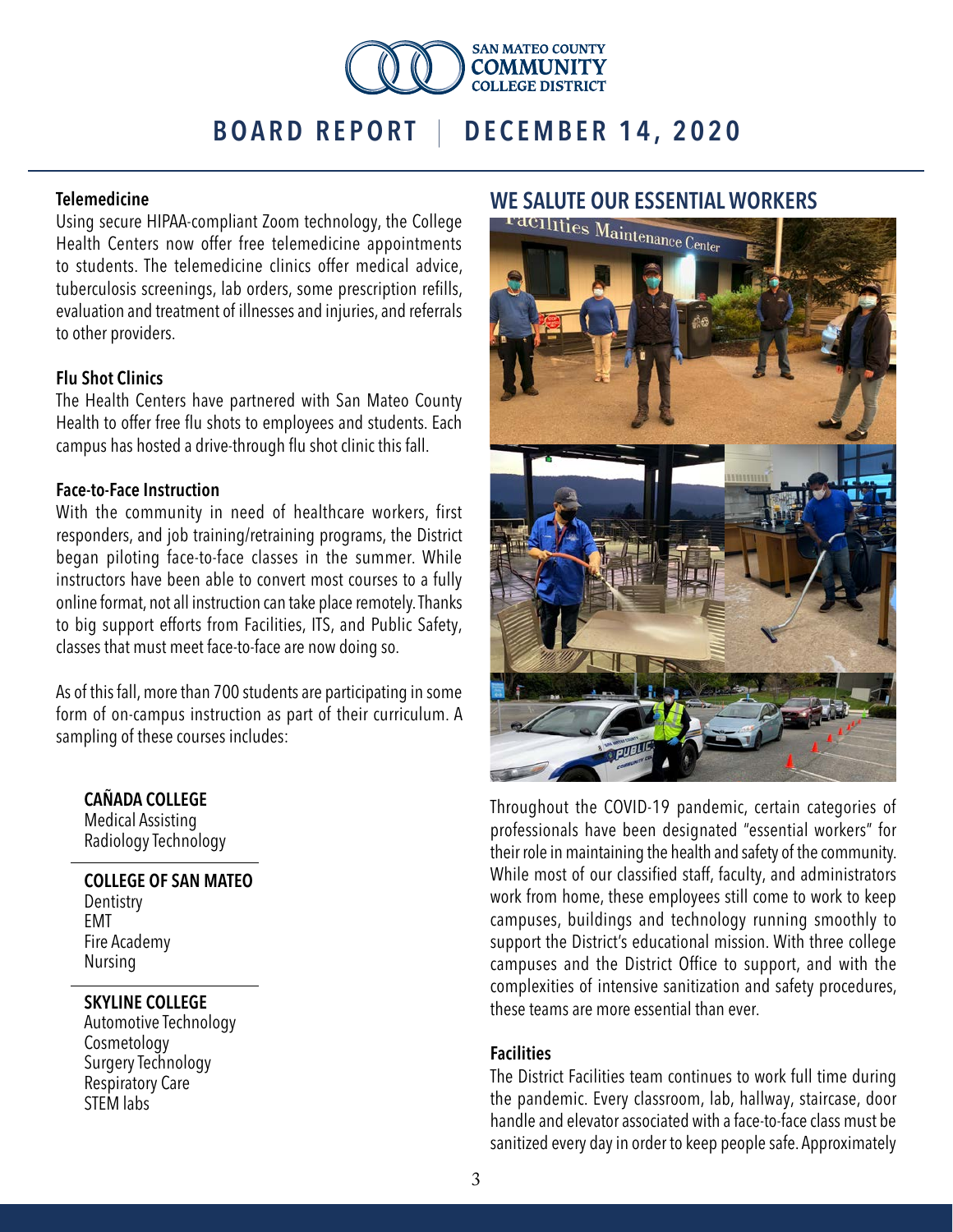### Telemedicine

Using secure HIPAA-compliant Zoom technology, the College Health Centers now offer free telemedicine appointments to students. The telemedicine clinics offer medical advice, tuberculosis screenings, lab orders, some prescription refills, evaluation and treatment of illnesses and injuries, and referrals to other providers.

### Flu Shot Clinics

The Health Centers have partnered with San Mateo County Health to offer free flu shots to employees and students. Each campus has hosted a drive-through flu shot clinic this fall.

### Face-to-Face Instruction

With the community in need of healthcare workers, first responders, and job training/retraining programs, the District began piloting face-to-face classes in the summer. While instructors have been able to convert most courses to a fully online format, not all instruction can take place remotely. Thanks to big support efforts from Facilities, ITS, and Public Safety, classes that must meet face-to-face are now doing so.

As of this fall, more than 700 students are participating in some form of on-campus instruction as part of their curriculum. A sampling of these courses includes:

**CAÑADA COLLEGE**
Medical Assisting
Radiology Technology

**COLLEGE OF SAN MATEO**
Dentistry
EMT
Fire Academy
Nursing

**SKYLINE COLLEGE**
Automotive Technology
Cosmetology
Surgery Technology
Respiratory Care
STEM labs

## WE SALUTE OUR ESSENTIAL WORKERS

Throughout the COVID-19 pandemic, certain categories of professionals have been designated "essential workers" for their role in maintaining the health and safety of the community. While most of our classified staff, faculty, and administrators work from home, these employees still come to work to keep campuses, buildings and technology running smoothly to support the District's educational mission. With three college campuses and the District Office to support, and with the complexities of intensive sanitization and safety procedures, these teams are more essential than ever.

### Facilities

The District Facilities team continues to work full time during the pandemic. Every classroom, lab, hallway, staircase, door handle and elevator associated with a face-to-face class must be sanitized every day in order to keep people safe. Approximately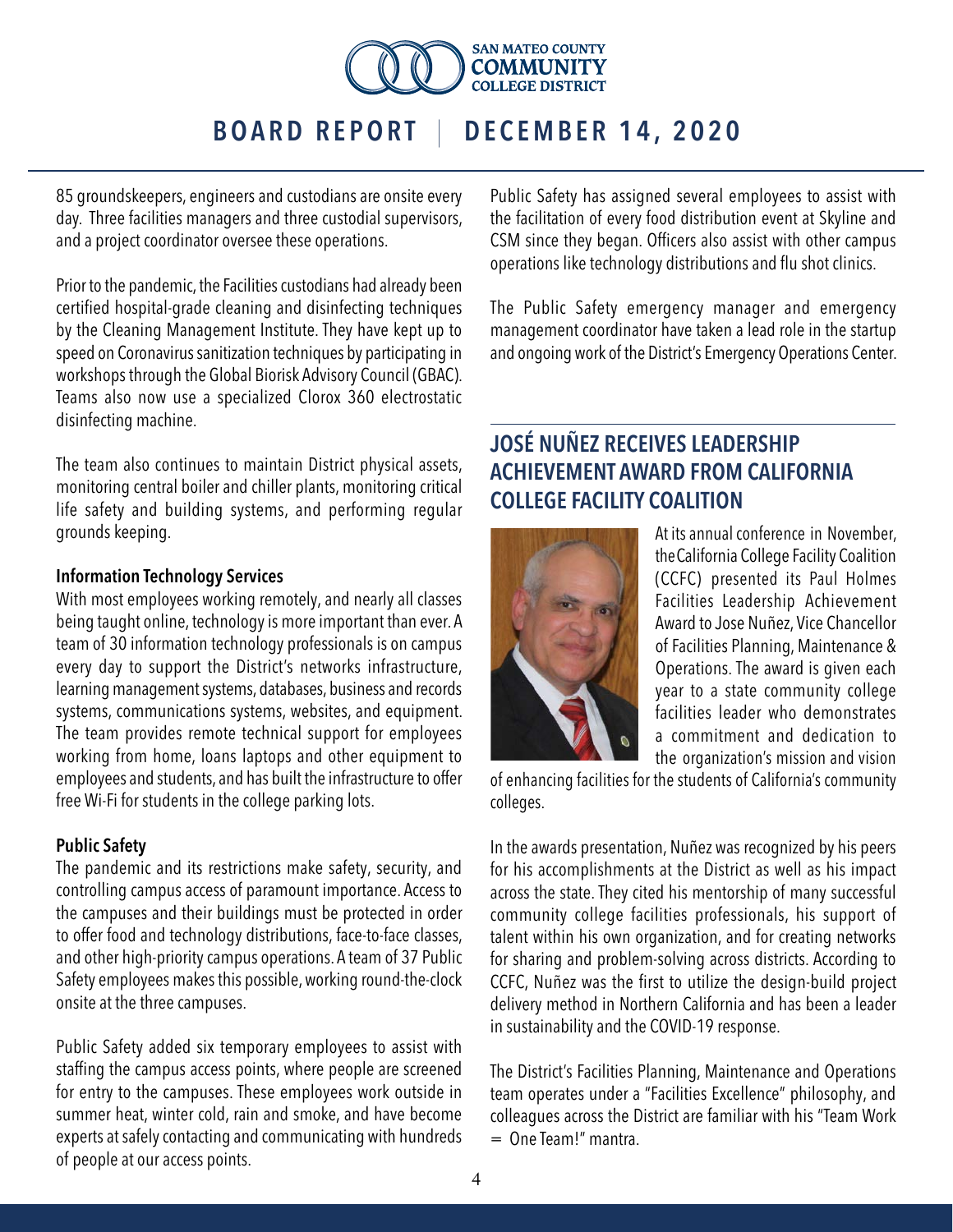85 groundskeepers, engineers and custodians are onsite every day. Three facilities managers and three custodial supervisors, and a project coordinator oversee these operations.

Prior to the pandemic, the Facilities custodians had already been certified hospital-grade cleaning and disinfecting techniques by the Cleaning Management Institute. They have kept up to speed on Coronavirus sanitization techniques by participating in workshops through the Global Biorisk Advisory Council (GBAC). Teams also now use a specialized Clorox 360 electrostatic disinfecting machine.

The team also continues to maintain District physical assets, monitoring central boiler and chiller plants, monitoring critical life safety and building systems, and performing regular grounds keeping.

**Information Technology Services**

With most employees working remotely, and nearly all classes being taught online, technology is more important than ever. A team of 30 information technology professionals is on campus every day to support the District's networks infrastructure, learning management systems, databases, business and records systems, communications systems, websites, and equipment. The team provides remote technical support for employees working from home, loans laptops and other equipment to employees and students, and has built the infrastructure to offer free Wi-Fi for students in the college parking lots.

**Public Safety**

The pandemic and its restrictions make safety, security, and controlling campus access of paramount importance. Access to the campuses and their buildings must be protected in order to offer food and technology distributions, face-to-face classes, and other high-priority campus operations. A team of 37 Public Safety employees makes this possible, working round-the-clock onsite at the three campuses.

Public Safety added six temporary employees to assist with staffing the campus access points, where people are screened for entry to the campuses. These employees work outside in summer heat, winter cold, rain and smoke, and have become experts at safely contacting and communicating with hundreds of people at our access points.

Public Safety has assigned several employees to assist with the facilitation of every food distribution event at Skyline and CSM since they began. Officers also assist with other campus operations like technology distributions and flu shot clinics.

The Public Safety emergency manager and emergency management coordinator have taken a lead role in the startup and ongoing work of the District's Emergency Operations Center.

## JOSÉ NUÑEZ RECEIVES LEADERSHIP ACHIEVEMENT AWARD FROM CALIFORNIA COLLEGE FACILITY COALITION

At its annual conference in November, the California College Facility Coalition (CCFC) presented its Paul Holmes Facilities Leadership Achievement Award to Jose Nuñez, Vice Chancellor of Facilities Planning, Maintenance & Operations. The award is given each year to a state community college facilities leader who demonstrates a commitment and dedication to the organization's mission and vision of enhancing facilities for the students of California's community colleges.

In the awards presentation, Nuñez was recognized by his peers for his accomplishments at the District as well as his impact across the state. They cited his mentorship of many successful community college facilities professionals, his support of talent within his own organization, and for creating networks for sharing and problem-solving across districts. According to CCFC, Nuñez was the first to utilize the design-build project delivery method in Northern California and has been a leader in sustainability and the COVID-19 response.

The District's Facilities Planning, Maintenance and Operations team operates under a "Facilities Excellence" philosophy, and colleagues across the District are familiar with his "Team Work = One Team!" mantra.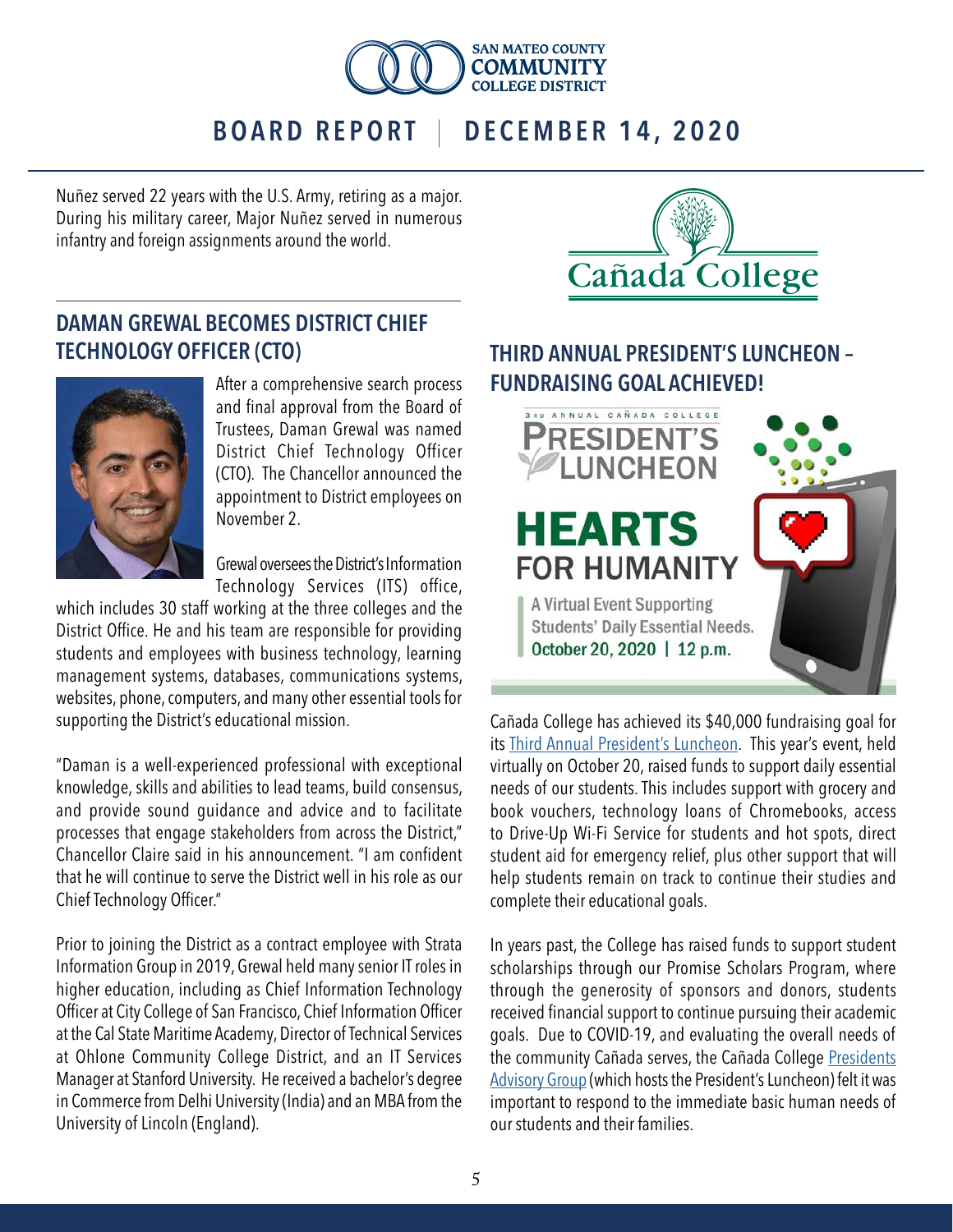Nuñez served 22 years with the U.S. Army, retiring as a major. During his military career, Major Nuñez served in numerous infantry and foreign assignments around the world.

## DAMAN GREWAL BECOMES DISTRICT CHIEF TECHNOLOGY OFFICER (CTO)

After a comprehensive search process and final approval from the Board of Trustees, Daman Grewal was named District Chief Technology Officer (CTO). The Chancellor announced the appointment to District employees on November 2.

Grewal oversees the District's Information Technology Services (ITS) office, which includes 30 staff working at the three colleges and the District Office. He and his team are responsible for providing students and employees with business technology, learning management systems, databases, communications systems, websites, phone, computers, and many other essential tools for supporting the District's educational mission.

"Daman is a well-experienced professional with exceptional knowledge, skills and abilities to lead teams, build consensus, and provide sound guidance and advice and to facilitate processes that engage stakeholders from across the District," Chancellor Claire said in his announcement. "I am confident that he will continue to serve the District well in his role as our Chief Technology Officer."

Prior to joining the District as a contract employee with Strata Information Group in 2019, Grewal held many senior IT roles in higher education, including as Chief Information Technology Officer at City College of San Francisco, Chief Information Officer at the Cal State Maritime Academy, Director of Technical Services at Ohlone Community College District, and an IT Services Manager at Stanford University. He received a bachelor's degree in Commerce from Delhi University (India) and an MBA from the University of Lincoln (England).

## THIRD ANNUAL PRESIDENT'S LUNCHEON – FUNDRAISING GOAL ACHIEVED!

3RD ANNUAL CAÑADA COLLEGE PRESIDENT'S LUNCHEON

HEARTS FOR HUMANITY

A Virtual Event Supporting Students' Daily Essential Needs.
October 20, 2020 | 12 p.m.

Cañada College has achieved its $40,000 fundraising goal for its Third Annual President's Luncheon. This year's event, held virtually on October 20, raised funds to support daily essential needs of our students. This includes support with grocery and book vouchers, technology loans of Chromebooks, access to Drive-Up Wi-Fi Service for students and hot spots, direct student aid for emergency relief, plus other support that will help students remain on track to continue their studies and complete their educational goals.

In years past, the College has raised funds to support student scholarships through our Promise Scholars Program, where through the generosity of sponsors and donors, students received financial support to continue pursuing their academic goals. Due to COVID-19, and evaluating the overall needs of the community Cañada serves, the Cañada College Presidents Advisory Group (which hosts the President's Luncheon) felt it was important to respond to the immediate basic human needs of our students and their families.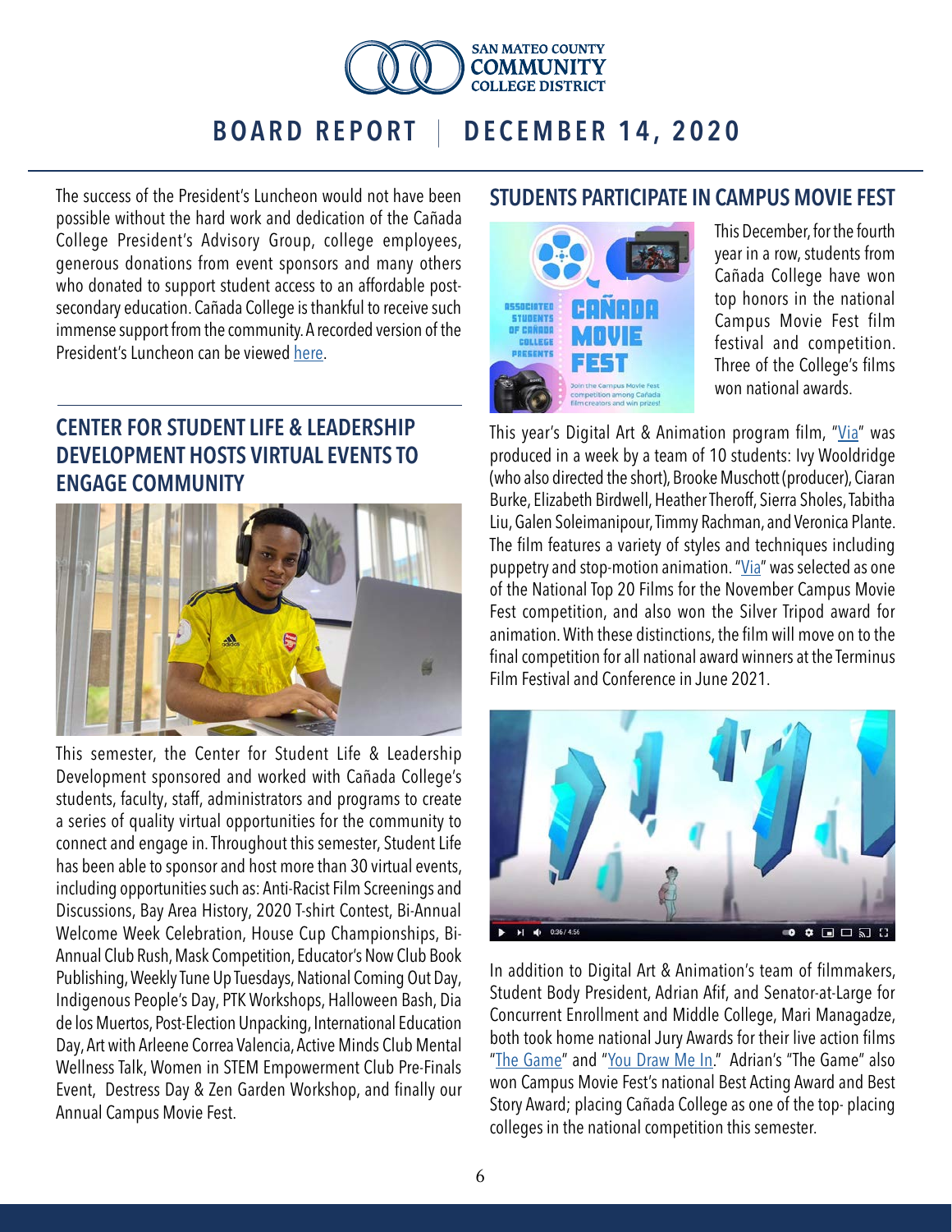The success of the President's Luncheon would not have been possible without the hard work and dedication of the Cañada College President's Advisory Group, college employees, generous donations from event sponsors and many others who donated to support student access to an affordable post-secondary education. Cañada College is thankful to receive such immense support from the community. A recorded version of the President's Luncheon can be viewed here.

## CENTER FOR STUDENT LIFE & LEADERSHIP DEVELOPMENT HOSTS VIRTUAL EVENTS TO ENGAGE COMMUNITY

This semester, the Center for Student Life & Leadership Development sponsored and worked with Cañada College's students, faculty, staff, administrators and programs to create a series of quality virtual opportunities for the community to connect and engage in. Throughout this semester, Student Life has been able to sponsor and host more than 30 virtual events, including opportunities such as: Anti-Racist Film Screenings and Discussions, Bay Area History, 2020 T-shirt Contest, Bi-Annual Welcome Week Celebration, House Cup Championships, Bi-Annual Club Rush, Mask Competition, Educator's Now Club Book Publishing, Weekly Tune Up Tuesdays, National Coming Out Day, Indigenous People's Day, PTK Workshops, Halloween Bash, Dia de los Muertos, Post-Election Unpacking, International Education Day, Art with Arleene Correa Valencia, Active Minds Club Mental Wellness Talk, Women in STEM Empowerment Club Pre-Finals Event, Destress Day & Zen Garden Workshop, and finally our Annual Campus Movie Fest.

## STUDENTS PARTICIPATE IN CAMPUS MOVIE FEST

This December, for the fourth year in a row, students from Cañada College have won top honors in the national Campus Movie Fest film festival and competition. Three of the College's films won national awards.

This year's Digital Art & Animation program film, "Via" was produced in a week by a team of 10 students: Ivy Wooldridge (who also directed the short), Brooke Muschott (producer), Ciaran Burke, Elizabeth Birdwell, Heather Theroff, Sierra Sholes, Tabitha Liu, Galen Soleimanipour, Timmy Rachman, and Veronica Plante. The film features a variety of styles and techniques including puppetry and stop-motion animation. "Via" was selected as one of the National Top 20 Films for the November Campus Movie Fest competition, and also won the Silver Tripod award for animation. With these distinctions, the film will move on to the final competition for all national award winners at the Terminus Film Festival and Conference in June 2021.

In addition to Digital Art & Animation's team of filmmakers, Student Body President, Adrian Afif, and Senator-at-Large for Concurrent Enrollment and Middle College, Mari Managadze, both took home national Jury Awards for their live action films "The Game" and "You Draw Me In." Adrian's "The Game" also won Campus Movie Fest's national Best Acting Award and Best Story Award; placing Cañada College as one of the top- placing colleges in the national competition this semester.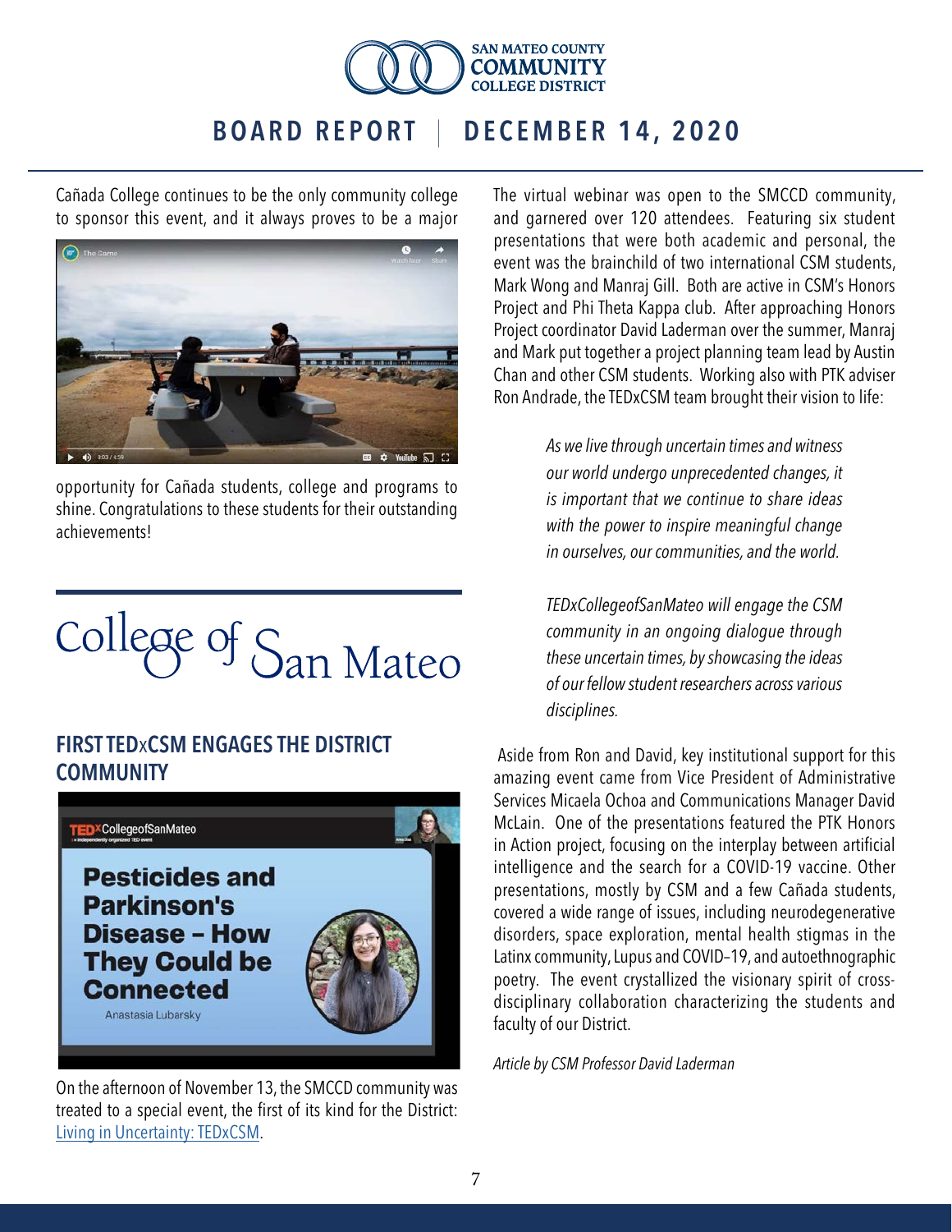Cañada College continues to be the only community college to sponsor this event, and it always proves to be a major opportunity for Cañada students, college and programs to shine. Congratulations to these students for their outstanding achievements!

# College of San Mateo

## FIRST TEDxCSM ENGAGES THE DISTRICT COMMUNITY

On the afternoon of November 13, the SMCCD community was treated to a special event, the first of its kind for the District: [Living in Uncertainty: TEDxCSM](). The virtual webinar was open to the SMCCD community, and garnered over 120 attendees. Featuring six student presentations that were both academic and personal, the event was the brainchild of two international CSM students, Mark Wong and Manraj Gill. Both are active in CSM's Honors Project and Phi Theta Kappa club. After approaching Honors Project coordinator David Laderman over the summer, Manraj and Mark put together a project planning team lead by Austin Chan and other CSM students. Working also with PTK adviser Ron Andrade, the TEDxCSM team brought their vision to life:

> *As we live through uncertain times and witness our world undergo unprecedented changes, it is important that we continue to share ideas with the power to inspire meaningful change in ourselves, our communities, and the world.*
>
> *TEDxCollegeofSanMateo will engage the CSM community in an ongoing dialogue through these uncertain times, by showcasing the ideas of our fellow student researchers across various disciplines.*

Aside from Ron and David, key institutional support for this amazing event came from Vice President of Administrative Services Micaela Ochoa and Communications Manager David McLain. One of the presentations featured the PTK Honors in Action project, focusing on the interplay between artificial intelligence and the search for a COVID-19 vaccine. Other presentations, mostly by CSM and a few Cañada students, covered a wide range of issues, including neurodegenerative disorders, space exploration, mental health stigmas in the Latinx community, Lupus and COVID–19, and autoethnographic poetry. The event crystallized the visionary spirit of cross-disciplinary collaboration characterizing the students and faculty of our District.

*Article by CSM Professor David Laderman*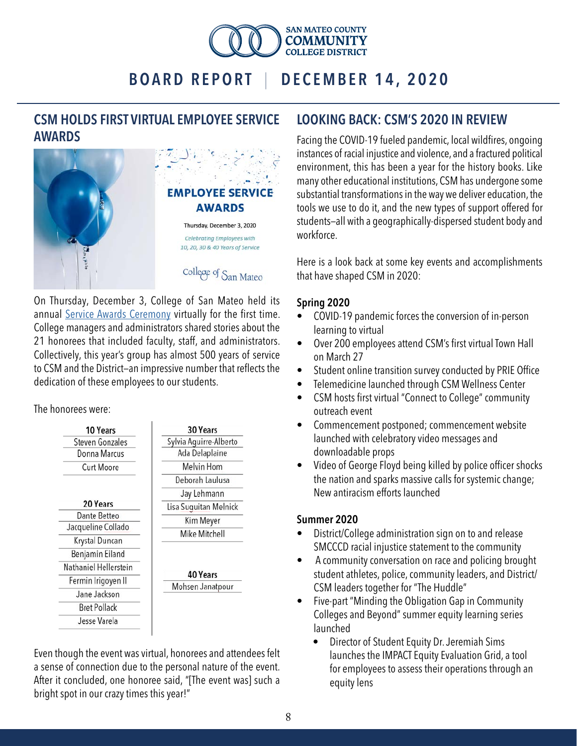## CSM HOLDS FIRST VIRTUAL EMPLOYEE SERVICE AWARDS

EMPLOYEE SERVICE AWARDS

Thursday, December 3, 2020

*Celebrating Employees with 10, 20, 30 & 40 Years of Service*

College of San Mateo

On Thursday, December 3, College of San Mateo held its annual Service Awards Ceremony virtually for the first time. College managers and administrators shared stories about the 21 honorees that included faculty, staff, and administrators. Collectively, this year's group has almost 500 years of service to CSM and the District—an impressive number that reflects the dedication of these employees to our students.

The honorees were:

| 10 Years |
|---|
| Steven Gonzales |
| Donna Marcus |
| Curt Moore |

| 20 Years |
|---|
| Dante Betteo |
| Jacqueline Collado |
| Krystal Duncan |
| Benjamin Eiland |
| Nathaniel Hellerstein |
| Fermin Irigoyen II |
| Jane Jackson |
| Bret Pollack |
| Jesse Varela |

| 30 Years |
|---|
| Sylvia Aguirre-Alberto |
| Ada Delaplaine |
| Melvin Hom |
| Deborah Laulusa |
| Jay Lehmann |
| Lisa Suguitan Melnick |
| Kim Meyer |
| Mike Mitchell |

| 40 Years |
|---|
| Mohsen Janatpour |

Even though the event was virtual, honorees and attendees felt a sense of connection due to the personal nature of the event. After it concluded, one honoree said, "[The event was] such a bright spot in our crazy times this year!"

## LOOKING BACK: CSM'S 2020 IN REVIEW

Facing the COVID-19 fueled pandemic, local wildfires, ongoing instances of racial injustice and violence, and a fractured political environment, this has been a year for the history books. Like many other educational institutions, CSM has undergone some substantial transformations in the way we deliver education, the tools we use to do it, and the new types of support offered for students—all with a geographically-dispersed student body and workforce.

Here is a look back at some key events and accomplishments that have shaped CSM in 2020:

### Spring 2020

- COVID-19 pandemic forces the conversion of in-person learning to virtual
- Over 200 employees attend CSM's first virtual Town Hall on March 27
- Student online transition survey conducted by PRIE Office
- Telemedicine launched through CSM Wellness Center
- CSM hosts first virtual "Connect to College" community outreach event
- Commencement postponed; commencement website launched with celebratory video messages and downloadable props
- Video of George Floyd being killed by police officer shocks the nation and sparks massive calls for systemic change; New antiracism efforts launched

### Summer 2020

- District/College administration sign on to and release SMCCCD racial injustice statement to the community
- A community conversation on race and policing brought student athletes, police, community leaders, and District/CSM leaders together for "The Huddle"
- Five-part "Minding the Obligation Gap in Community Colleges and Beyond" summer equity learning series launched
  - Director of Student Equity Dr. Jeremiah Sims launches the IMPACT Equity Evaluation Grid, a tool for employees to assess their operations through an equity lens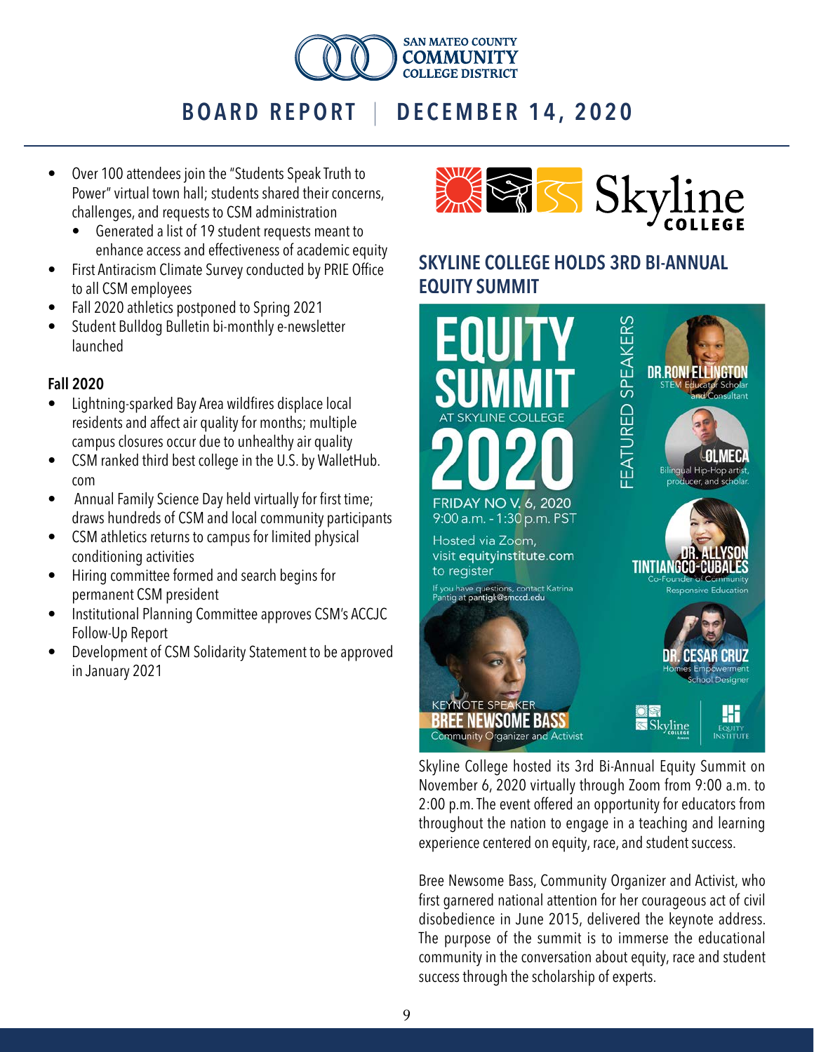- Over 100 attendees join the "Students Speak Truth to Power" virtual town hall; students shared their concerns, challenges, and requests to CSM administration
  - Generated a list of 19 student requests meant to enhance access and effectiveness of academic equity
- First Antiracism Climate Survey conducted by PRIE Office to all CSM employees
- Fall 2020 athletics postponed to Spring 2021
- Student Bulldog Bulletin bi-monthly e-newsletter launched

**Fall 2020**

- Lightning-sparked Bay Area wildfires displace local residents and affect air quality for months; multiple campus closures occur due to unhealthy air quality
- CSM ranked third best college in the U.S. by WalletHub.com
- Annual Family Science Day held virtually for first time; draws hundreds of CSM and local community participants
- CSM athletics returns to campus for limited physical conditioning activities
- Hiring committee formed and search begins for permanent CSM president
- Institutional Planning Committee approves CSM's ACCJC Follow-Up Report
- Development of CSM Solidarity Statement to be approved in January 2021

## SKYLINE COLLEGE HOLDS 3RD BI-ANNUAL EQUITY SUMMIT

Skyline College hosted its 3rd Bi-Annual Equity Summit on November 6, 2020 virtually through Zoom from 9:00 a.m. to 2:00 p.m. The event offered an opportunity for educators from throughout the nation to engage in a teaching and learning experience centered on equity, race, and student success.

Bree Newsome Bass, Community Organizer and Activist, who first garnered national attention for her courageous act of civil disobedience in June 2015, delivered the keynote address. The purpose of the summit is to immerse the educational community in the conversation about equity, race and student success through the scholarship of experts.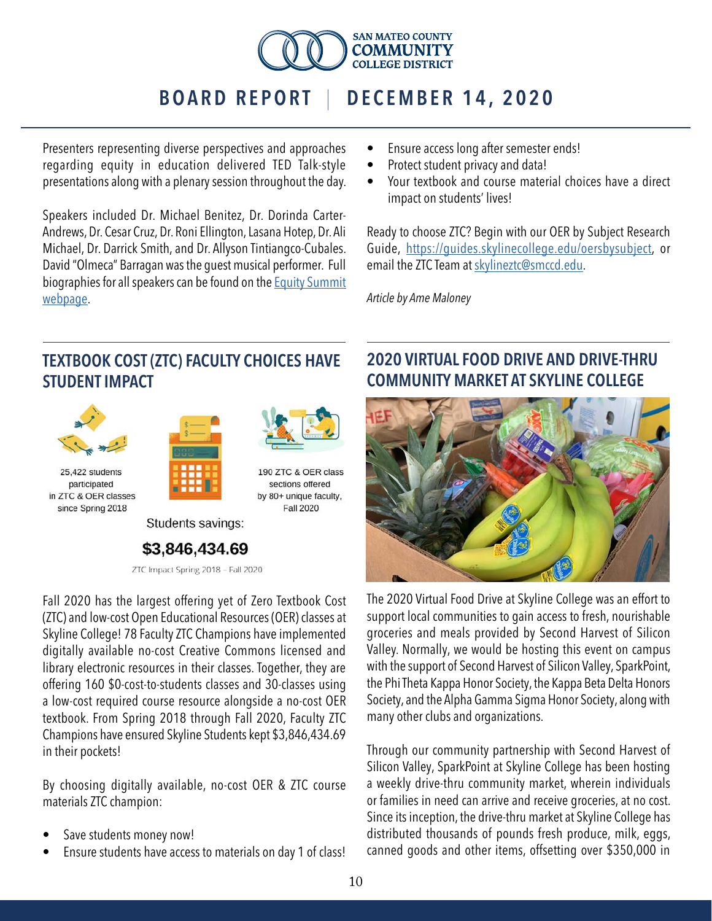Presenters representing diverse perspectives and approaches regarding equity in education delivered TED Talk-style presentations along with a plenary session throughout the day.

Speakers included Dr. Michael Benitez, Dr. Dorinda Carter-Andrews, Dr. Cesar Cruz, Dr. Roni Ellington, Lasana Hotep, Dr. Ali Michael, Dr. Darrick Smith, and Dr. Allyson Tintiangco-Cubales. David "Olmeca" Barragan was the guest musical performer. Full biographies for all speakers can be found on the [Equity Summit webpage](#).

## TEXTBOOK COST (ZTC) FACULTY CHOICES HAVE STUDENT IMPACT

25,422 students participated in ZTC & OER classes since Spring 2018

190 ZTC & OER class sections offered by 80+ unique faculty, Fall 2020

Students savings:

**$3,846,434.69**

ZTC Impact Spring 2018 – Fall 2020

Fall 2020 has the largest offering yet of Zero Textbook Cost (ZTC) and low-cost Open Educational Resources (OER) classes at Skyline College! 78 Faculty ZTC Champions have implemented digitally available no-cost Creative Commons licensed and library electronic resources in their classes. Together, they are offering 160 $0-cost-to-students classes and 30-classes using a low-cost required course resource alongside a no-cost OER textbook. From Spring 2018 through Fall 2020, Faculty ZTC Champions have ensured Skyline Students kept $3,846,434.69 in their pockets!

By choosing digitally available, no-cost OER & ZTC course materials ZTC champion:

- Save students money now!
- Ensure students have access to materials on day 1 of class!
- Ensure access long after semester ends!
- Protect student privacy and data!
- Your textbook and course material choices have a direct impact on students' lives!

Ready to choose ZTC? Begin with our OER by Subject Research Guide, https://guides.skylinecollege.edu/oersbysubject, or email the ZTC Team at skylineztc@smccd.edu.

*Article by Ame Maloney*

## 2020 VIRTUAL FOOD DRIVE AND DRIVE-THRU COMMUNITY MARKET AT SKYLINE COLLEGE

The 2020 Virtual Food Drive at Skyline College was an effort to support local communities to gain access to fresh, nourishable groceries and meals provided by Second Harvest of Silicon Valley. Normally, we would be hosting this event on campus with the support of Second Harvest of Silicon Valley, SparkPoint, the Phi Theta Kappa Honor Society, the Kappa Beta Delta Honors Society, and the Alpha Gamma Sigma Honor Society, along with many other clubs and organizations.

Through our community partnership with Second Harvest of Silicon Valley, SparkPoint at Skyline College has been hosting a weekly drive-thru community market, wherein individuals or families in need can arrive and receive groceries, at no cost. Since its inception, the drive-thru market at Skyline College has distributed thousands of pounds fresh produce, milk, eggs, canned goods and other items, offsetting over $350,000 in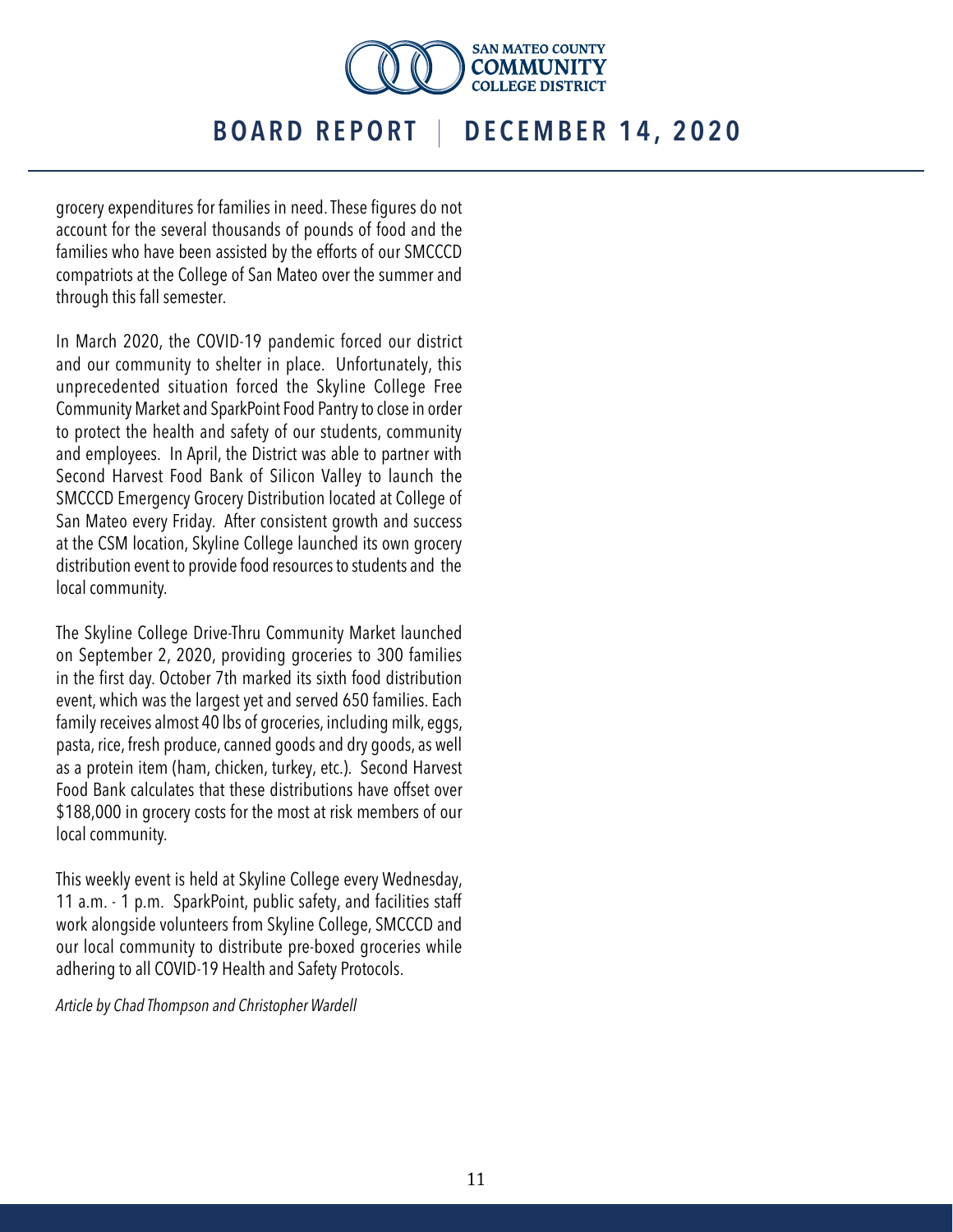grocery expenditures for families in need. These figures do not account for the several thousands of pounds of food and the families who have been assisted by the efforts of our SMCCCD compatriots at the College of San Mateo over the summer and through this fall semester.

In March 2020, the COVID-19 pandemic forced our district and our community to shelter in place. Unfortunately, this unprecedented situation forced the Skyline College Free Community Market and SparkPoint Food Pantry to close in order to protect the health and safety of our students, community and employees. In April, the District was able to partner with Second Harvest Food Bank of Silicon Valley to launch the SMCCCD Emergency Grocery Distribution located at College of San Mateo every Friday. After consistent growth and success at the CSM location, Skyline College launched its own grocery distribution event to provide food resources to students and the local community.

The Skyline College Drive-Thru Community Market launched on September 2, 2020, providing groceries to 300 families in the first day. October 7th marked its sixth food distribution event, which was the largest yet and served 650 families. Each family receives almost 40 lbs of groceries, including milk, eggs, pasta, rice, fresh produce, canned goods and dry goods, as well as a protein item (ham, chicken, turkey, etc.). Second Harvest Food Bank calculates that these distributions have offset over $188,000 in grocery costs for the most at risk members of our local community.

This weekly event is held at Skyline College every Wednesday, 11 a.m. - 1 p.m. SparkPoint, public safety, and facilities staff work alongside volunteers from Skyline College, SMCCCD and our local community to distribute pre-boxed groceries while adhering to all COVID-19 Health and Safety Protocols.

*Article by Chad Thompson and Christopher Wardell*